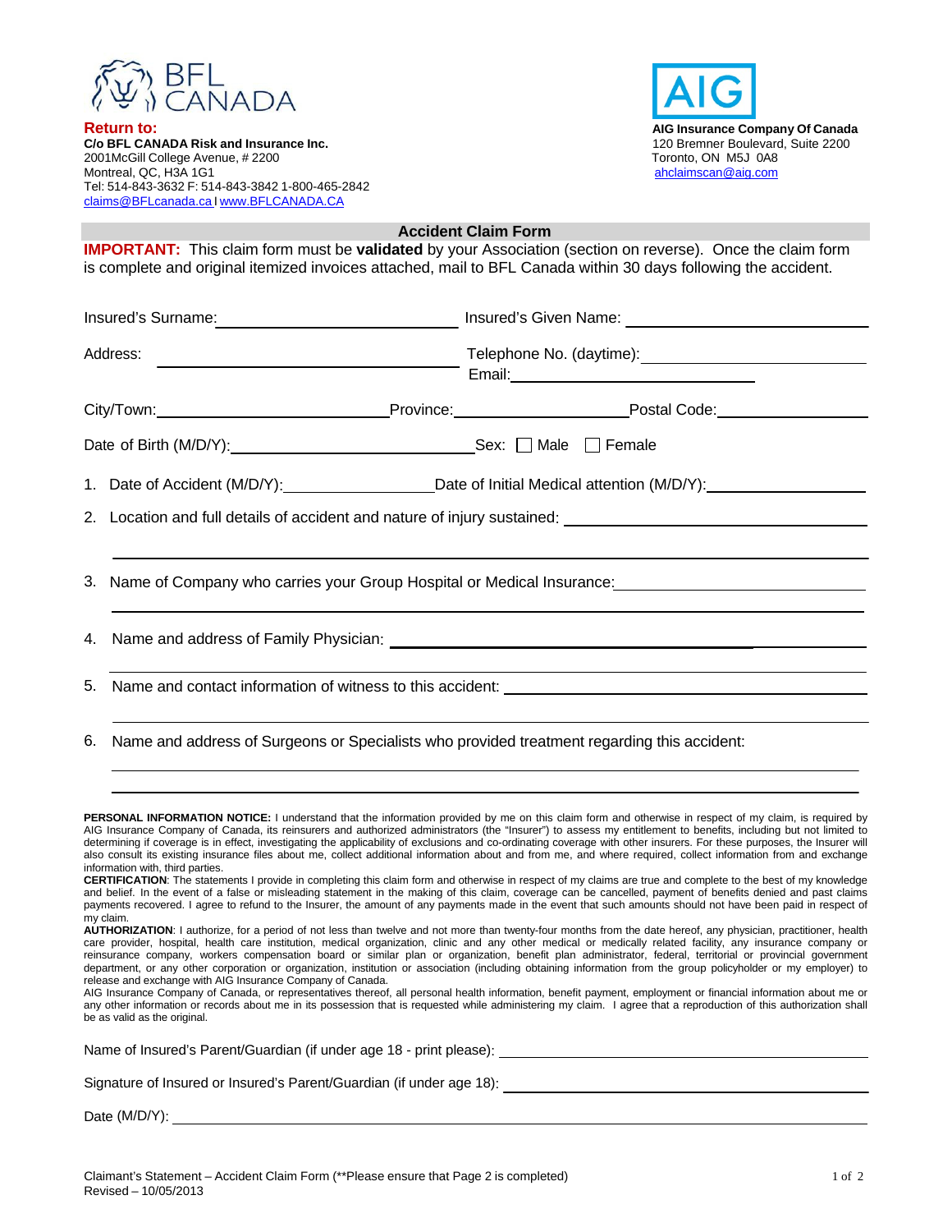**Return to:**
**C/o BFL CANADA Risk and Insurance Inc.**
2001McGill College Avenue, # 2200
Montreal, QC, H3A 1G1
Tel: 514-843-3632 F: 514-843-3842 1-800-465-2842
claims@BFLcanada.ca I www.BFLCANADA.CA

**AIG Insurance Company Of Canada**
120 Bremner Boulevard, Suite 2200
Toronto, ON M5J 0A8
ahclaimscan@aig.com

## Accident Claim Form

**IMPORTANT:** This claim form must be **validated** by your Association (section on reverse). Once the claim form is complete and original itemized invoices attached, mail to BFL Canada within 30 days following the accident.

Insured's Surname: ____________________ Insured's Given Name: ____________________

Address: ____________________ Telephone No. (daytime): ____________________
Email: ____________________

City/Town: ____________________ Province: ____________________ Postal Code: ____________________

Date of Birth (M/D/Y): ____________________ Sex: ☐ Male ☐ Female

1. Date of Accident (M/D/Y): ____________________ Date of Initial Medical attention (M/D/Y): ____________________
2. Location and full details of accident and nature of injury sustained: ____________________
3. Name of Company who carries your Group Hospital or Medical Insurance: ____________________
4. Name and address of Family Physician: ____________________
5. Name and contact information of witness to this accident: ____________________
6. Name and address of Surgeons or Specialists who provided treatment regarding this accident: ____________________

**PERSONAL INFORMATION NOTICE:** I understand that the information provided by me on this claim form and otherwise in respect of my claim, is required by AIG Insurance Company of Canada, its reinsurers and authorized administrators (the "Insurer") to assess my entitlement to benefits, including but not limited to determining if coverage is in effect, investigating the applicability of exclusions and co-ordinating coverage with other insurers. For these purposes, the Insurer will also consult its existing insurance files about me, collect additional information about and from me, and where required, collect information from and exchange information with, third parties.

**CERTIFICATION**: The statements I provide in completing this claim form and otherwise in respect of my claims are true and complete to the best of my knowledge and belief. In the event of a false or misleading statement in the making of this claim, coverage can be cancelled, payment of benefits denied and past claims payments recovered. I agree to refund to the Insurer, the amount of any payments made in the event that such amounts should not have been paid in respect of my claim.

**AUTHORIZATION**: I authorize, for a period of not less than twelve and not more than twenty-four months from the date hereof, any physician, practitioner, health care provider, hospital, health care institution, medical organization, clinic and any other medical or medically related facility, any insurance company or reinsurance company, workers compensation board or similar plan or organization, benefit plan administrator, federal, territorial or provincial government department, or any other corporation or organization, institution or association (including obtaining information from the group policyholder or my employer) to release and exchange with AIG Insurance Company of Canada.

AIG Insurance Company of Canada, or representatives thereof, all personal health information, benefit payment, employment or financial information about me or any other information or records about me in its possession that is requested while administering my claim. I agree that a reproduction of this authorization shall be as valid as the original.

Name of Insured's Parent/Guardian (if under age 18 - print please): ____________________

Signature of Insured or Insured's Parent/Guardian (if under age 18): ____________________

Date (M/D/Y): ____________________

Claimant's Statement – Accident Claim Form (**Please ensure that Page 2 is completed)
Revised – 10/05/2013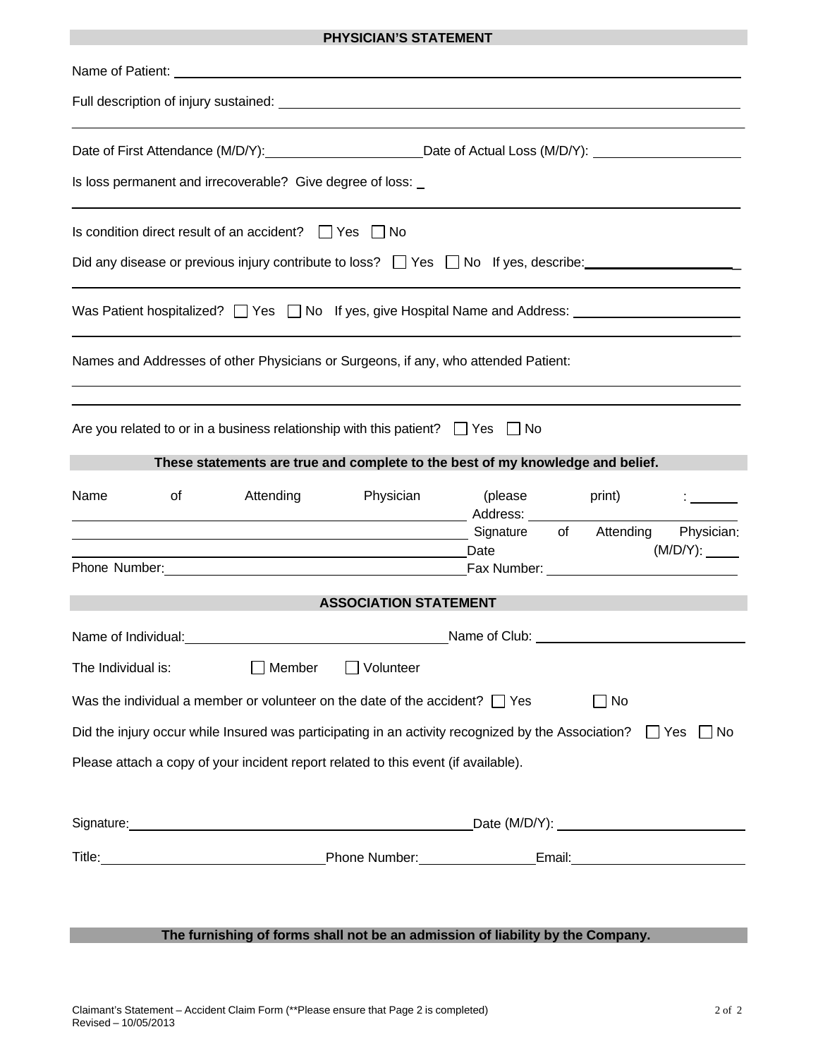## PHYSICIAN'S STATEMENT

Name of Patient: \_\_\_\_\_\_\_\_\_\_\_\_\_\_\_\_\_\_\_\_\_\_\_\_\_\_\_\_\_\_\_\_\_\_\_\_\_\_\_\_

Full description of injury sustained: \_\_\_\_\_\_\_\_\_\_\_\_\_\_\_\_\_\_\_\_\_\_\_\_\_\_\_\_\_\_\_\_\_\_\_\_\_\_\_\_

Date of First Attendance (M/D/Y): \_\_\_\_\_\_\_\_\_\_\_\_\_\_\_\_\_\_\_\_ Date of Actual Loss (M/D/Y): \_\_\_\_\_\_\_\_\_\_\_\_\_\_\_\_\_\_\_\_

Is loss permanent and irrecoverable? Give degree of loss: \_

Is condition direct result of an accident? ☐ Yes ☐ No

Did any disease or previous injury contribute to loss? ☐ Yes ☐ No If yes, describe: \_\_\_\_\_\_\_\_\_\_\_\_\_\_\_\_\_\_\_\_

Was Patient hospitalized? ☐ Yes ☐ No If yes, give Hospital Name and Address: \_\_\_\_\_\_\_\_\_\_\_\_\_\_\_\_\_\_\_\_

Names and Addresses of other Physicians or Surgeons, if any, who attended Patient:

Are you related to or in a business relationship with this patient? ☐ Yes ☐ No

**These statements are true and complete to the best of my knowledge and belief.**

Name of Attending Physician (please print): \_\_\_\_\_\_\_\_\_\_\_\_\_\_\_\_\_\_\_\_

Address: \_\_\_\_\_\_\_\_\_\_\_\_\_\_\_\_\_\_\_\_

Signature of Attending Physician: \_\_\_\_\_\_\_\_\_\_\_\_\_\_\_\_\_\_\_\_

Date (M/D/Y): \_\_\_\_\_\_\_\_\_\_\_\_\_\_\_\_\_\_\_\_

Phone Number: \_\_\_\_\_\_\_\_\_\_\_\_\_\_\_\_\_\_\_\_ Fax Number: \_\_\_\_\_\_\_\_\_\_\_\_\_\_\_\_\_\_\_\_

## ASSOCIATION STATEMENT

Name of Individual: \_\_\_\_\_\_\_\_\_\_\_\_\_\_\_\_\_\_\_\_ Name of Club: \_\_\_\_\_\_\_\_\_\_\_\_\_\_\_\_\_\_\_\_

The Individual is: ☐ Member ☐ Volunteer

Was the individual a member or volunteer on the date of the accident? ☐ Yes ☐ No

Did the injury occur while Insured was participating in an activity recognized by the Association? ☐ Yes ☐ No

Please attach a copy of your incident report related to this event (if available).

Signature: \_\_\_\_\_\_\_\_\_\_\_\_\_\_\_\_\_\_\_\_ Date (M/D/Y): \_\_\_\_\_\_\_\_\_\_\_\_\_\_\_\_\_\_\_\_

Title: \_\_\_\_\_\_\_\_\_\_\_\_\_\_\_\_\_\_\_\_ Phone Number: \_\_\_\_\_\_\_\_\_\_\_\_\_\_\_\_\_\_\_\_ Email: \_\_\_\_\_\_\_\_\_\_\_\_\_\_\_\_\_\_\_\_

**The furnishing of forms shall not be an admission of liability by the Company.**

Claimant's Statement – Accident Claim Form (**Please ensure that Page 2 is completed)
Revised – 10/05/2013